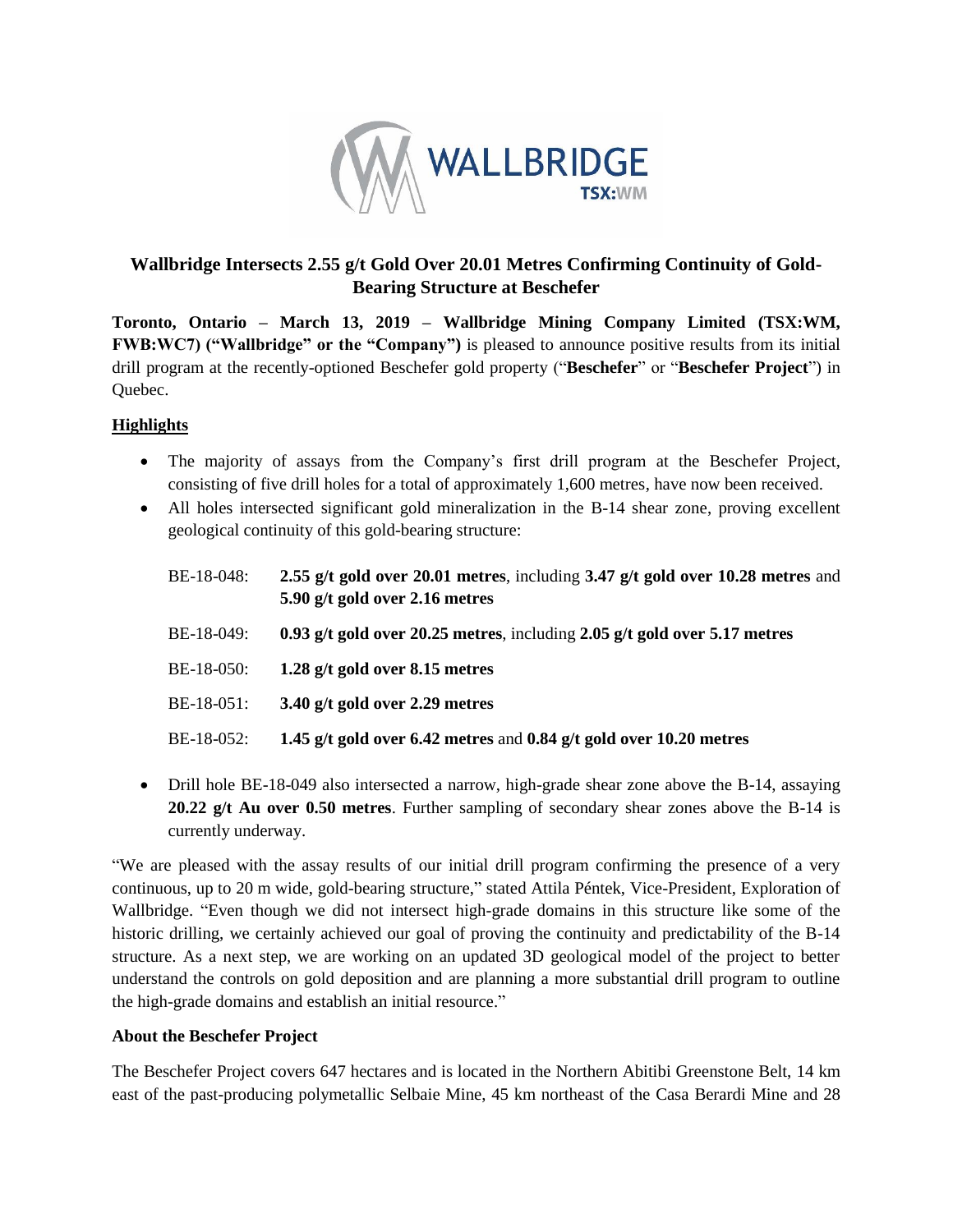# Wallbridge Intersects 2.55 g/t Gold Over 20.01 Metres Confirming Continuity of Gold-Bearing Structure at Beschefer

**Toronto, Ontario – March 13, 2019 – Wallbridge Mining Company Limited (TSX:WM, FWB:WC7) ("Wallbridge" or the "Company")** is pleased to announce positive results from its initial drill program at the recently-optioned Beschefer gold property ("**Beschefer**" or "**Beschefer Project**") in Quebec.

## Highlights

- The majority of assays from the Company's first drill program at the Beschefer Project, consisting of five drill holes for a total of approximately 1,600 metres, have now been received.
- All holes intersected significant gold mineralization in the B-14 shear zone, proving excellent geological continuity of this gold-bearing structure:

  BE-18-048: **2.55 g/t gold over 20.01 metres**, including **3.47 g/t gold over 10.28 metres** and **5.90 g/t gold over 2.16 metres**

  BE-18-049: **0.93 g/t gold over 20.25 metres**, including **2.05 g/t gold over 5.17 metres**

  BE-18-050: **1.28 g/t gold over 8.15 metres**

  BE-18-051: **3.40 g/t gold over 2.29 metres**

  BE-18-052: **1.45 g/t gold over 6.42 metres** and **0.84 g/t gold over 10.20 metres**

- Drill hole BE-18-049 also intersected a narrow, high-grade shear zone above the B-14, assaying **20.22 g/t Au over 0.50 metres**. Further sampling of secondary shear zones above the B-14 is currently underway.

"We are pleased with the assay results of our initial drill program confirming the presence of a very continuous, up to 20 m wide, gold-bearing structure," stated Attila Péntek, Vice-President, Exploration of Wallbridge. "Even though we did not intersect high-grade domains in this structure like some of the historic drilling, we certainly achieved our goal of proving the continuity and predictability of the B-14 structure. As a next step, we are working on an updated 3D geological model of the project to better understand the controls on gold deposition and are planning a more substantial drill program to outline the high-grade domains and establish an initial resource."

**About the Beschefer Project**

The Beschefer Project covers 647 hectares and is located in the Northern Abitibi Greenstone Belt, 14 km east of the past-producing polymetallic Selbaie Mine, 45 km northeast of the Casa Berardi Mine and 28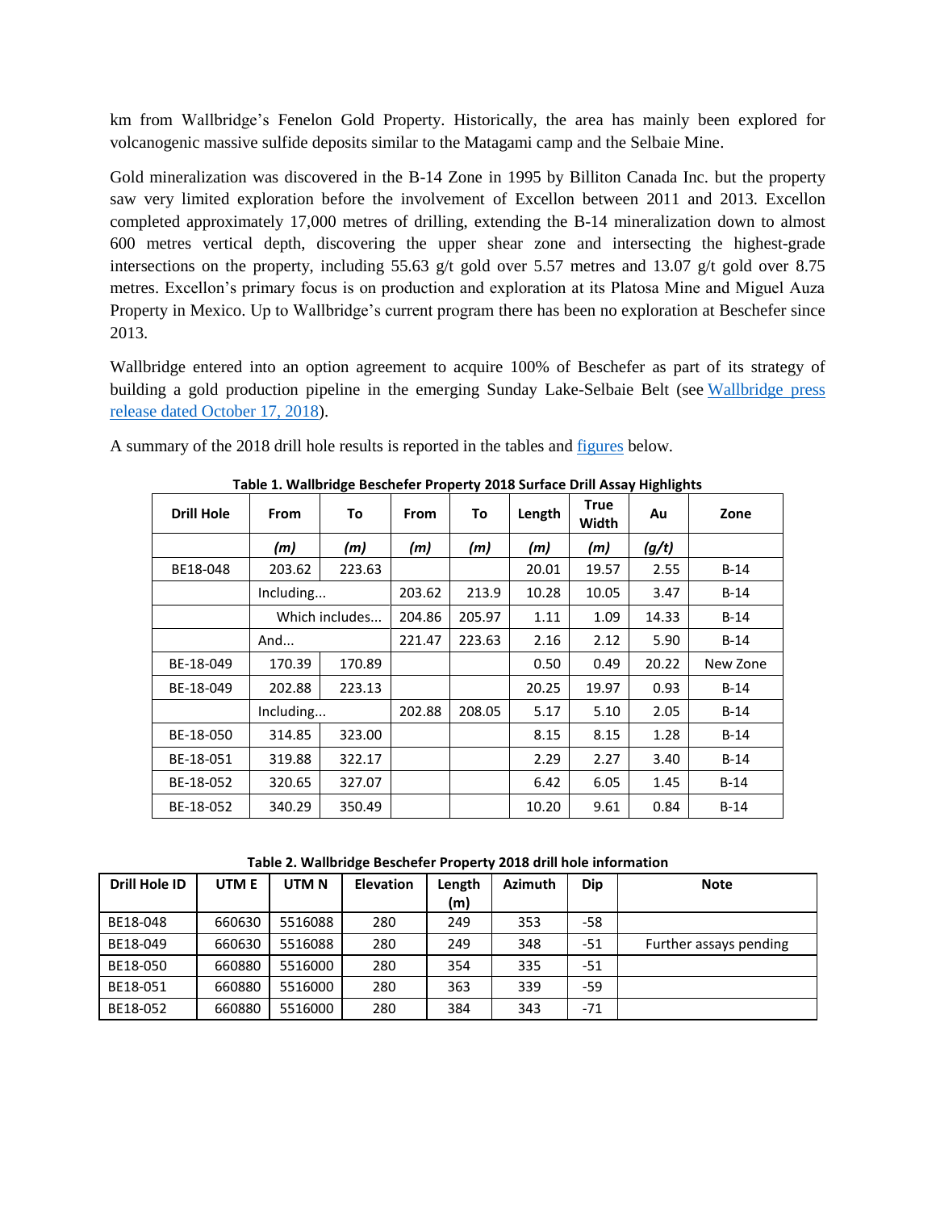km from Wallbridge's Fenelon Gold Property. Historically, the area has mainly been explored for volcanogenic massive sulfide deposits similar to the Matagami camp and the Selbaie Mine.

Gold mineralization was discovered in the B-14 Zone in 1995 by Billiton Canada Inc. but the property saw very limited exploration before the involvement of Excellon between 2011 and 2013. Excellon completed approximately 17,000 metres of drilling, extending the B-14 mineralization down to almost 600 metres vertical depth, discovering the upper shear zone and intersecting the highest-grade intersections on the property, including 55.63 g/t gold over 5.57 metres and 13.07 g/t gold over 8.75 metres. Excellon's primary focus is on production and exploration at its Platosa Mine and Miguel Auza Property in Mexico. Up to Wallbridge's current program there has been no exploration at Beschefer since 2013.

Wallbridge entered into an option agreement to acquire 100% of Beschefer as part of its strategy of building a gold production pipeline in the emerging Sunday Lake-Selbaie Belt (see [Wallbridge press release dated October 17, 2018]).

A summary of the 2018 drill hole results is reported in the tables and [figures] below.

**Table 1. Wallbridge Beschefer Property 2018 Surface Drill Assay Highlights**

| Drill Hole | From | To | From | To | Length | True Width | Au | Zone |
|---|---|---|---|---|---|---|---|---|
| | *(m)* | *(m)* | *(m)* | *(m)* | *(m)* | *(m)* | *(g/t)* | |
| BE18-048 | 203.62 | 223.63 | | | 20.01 | 19.57 | 2.55 | B-14 |
| | Including... | | 203.62 | 213.9 | 10.28 | 10.05 | 3.47 | B-14 |
| | Which includes... | | 204.86 | 205.97 | 1.11 | 1.09 | 14.33 | B-14 |
| | And... | | 221.47 | 223.63 | 2.16 | 2.12 | 5.90 | B-14 |
| BE-18-049 | 170.39 | 170.89 | | | 0.50 | 0.49 | 20.22 | New Zone |
| BE-18-049 | 202.88 | 223.13 | | | 20.25 | 19.97 | 0.93 | B-14 |
| | Including... | | 202.88 | 208.05 | 5.17 | 5.10 | 2.05 | B-14 |
| BE-18-050 | 314.85 | 323.00 | | | 8.15 | 8.15 | 1.28 | B-14 |
| BE-18-051 | 319.88 | 322.17 | | | 2.29 | 2.27 | 3.40 | B-14 |
| BE-18-052 | 320.65 | 327.07 | | | 6.42 | 6.05 | 1.45 | B-14 |
| BE-18-052 | 340.29 | 350.49 | | | 10.20 | 9.61 | 0.84 | B-14 |

**Table 2. Wallbridge Beschefer Property 2018 drill hole information**

| Drill Hole ID | UTM E | UTM N | Elevation | Length (m) | Azimuth | Dip | Note |
|---|---|---|---|---|---|---|---|
| BE18-048 | 660630 | 5516088 | 280 | 249 | 353 | -58 | |
| BE18-049 | 660630 | 5516088 | 280 | 249 | 348 | -51 | Further assays pending |
| BE18-050 | 660880 | 5516000 | 280 | 354 | 335 | -51 | |
| BE18-051 | 660880 | 5516000 | 280 | 363 | 339 | -59 | |
| BE18-052 | 660880 | 5516000 | 280 | 384 | 343 | -71 | |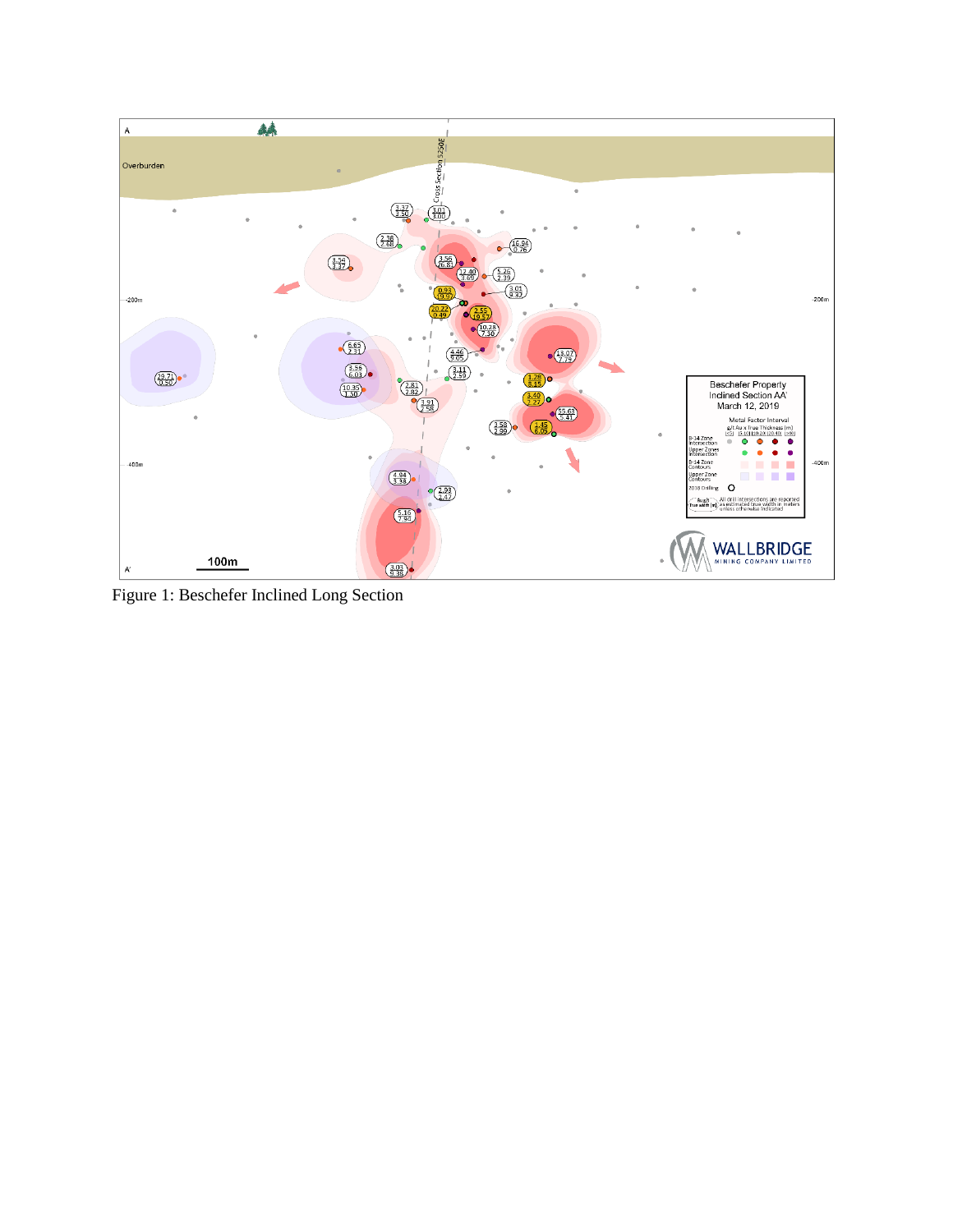Figure 1: Beschefer Inclined Long Section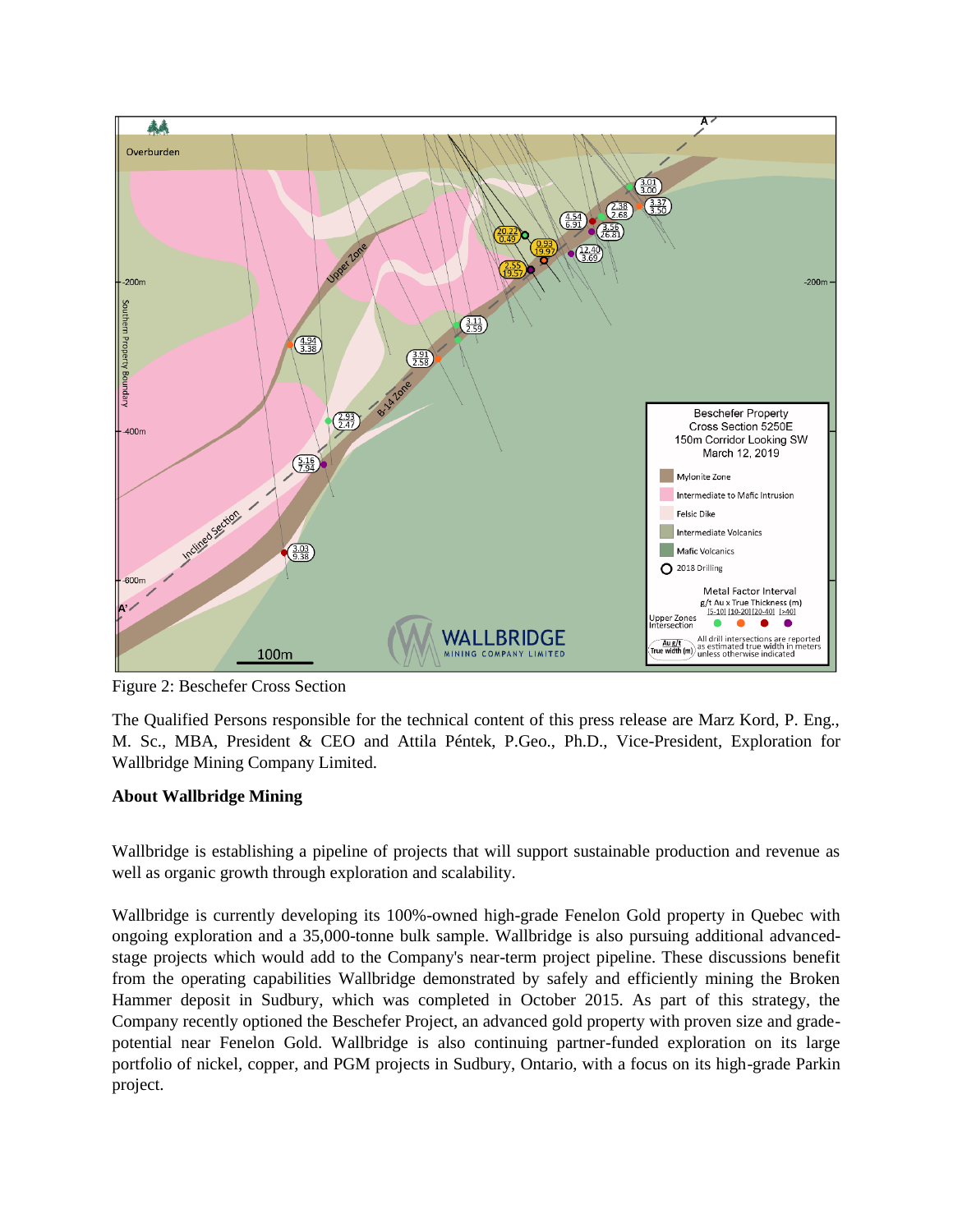Figure 2: Beschefer Cross Section

The Qualified Persons responsible for the technical content of this press release are Marz Kord, P. Eng., M. Sc., MBA, President & CEO and Attila Péntek, P.Geo., Ph.D., Vice-President, Exploration for Wallbridge Mining Company Limited.

**About Wallbridge Mining**

Wallbridge is establishing a pipeline of projects that will support sustainable production and revenue as well as organic growth through exploration and scalability.

Wallbridge is currently developing its 100%-owned high-grade Fenelon Gold property in Quebec with ongoing exploration and a 35,000-tonne bulk sample. Wallbridge is also pursuing additional advanced-stage projects which would add to the Company's near-term project pipeline. These discussions benefit from the operating capabilities Wallbridge demonstrated by safely and efficiently mining the Broken Hammer deposit in Sudbury, which was completed in October 2015. As part of this strategy, the Company recently optioned the Beschefer Project, an advanced gold property with proven size and grade-potential near Fenelon Gold. Wallbridge is also continuing partner-funded exploration on its large portfolio of nickel, copper, and PGM projects in Sudbury, Ontario, with a focus on its high-grade Parkin project.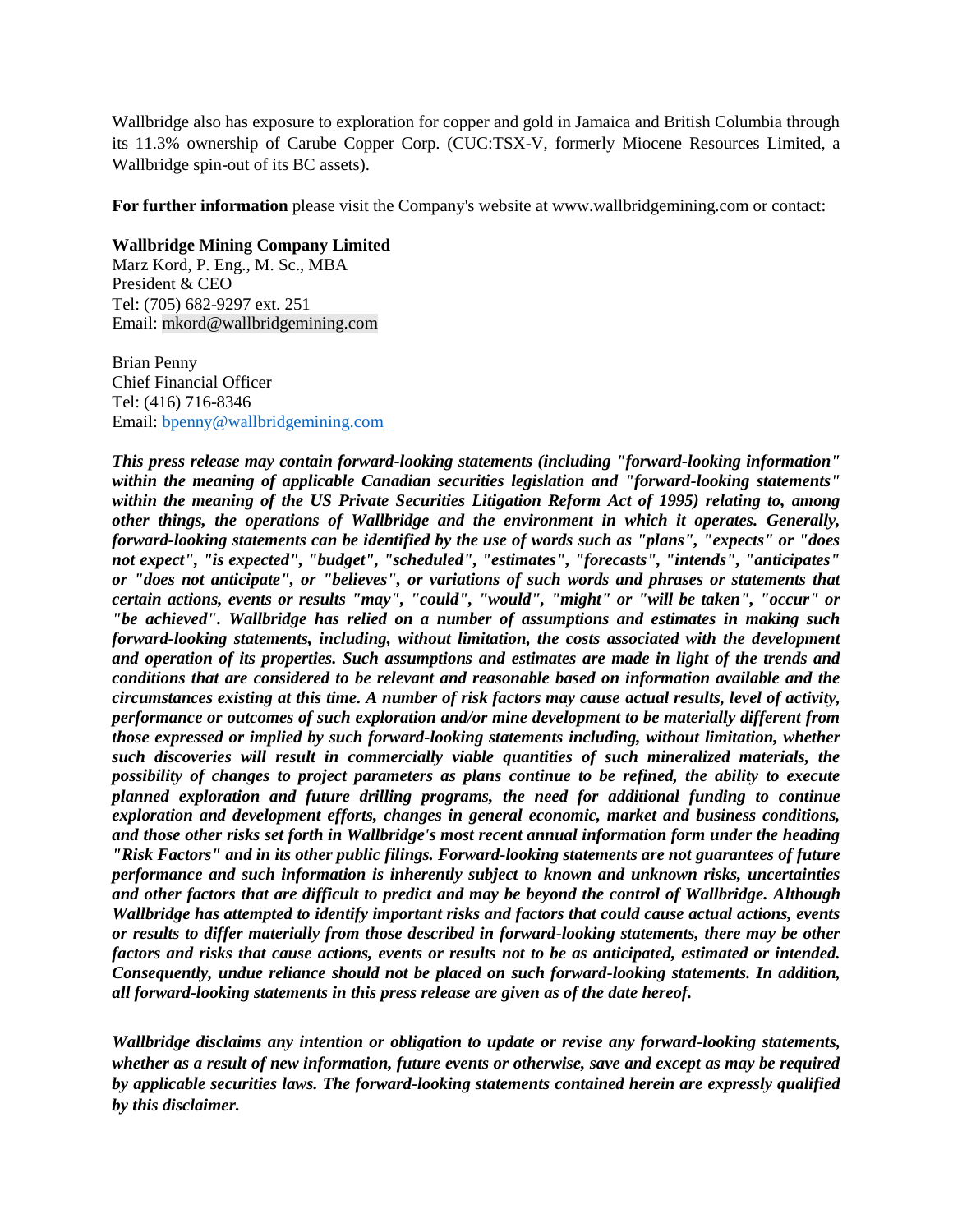Wallbridge also has exposure to exploration for copper and gold in Jamaica and British Columbia through its 11.3% ownership of Carube Copper Corp. (CUC:TSX-V, formerly Miocene Resources Limited, a Wallbridge spin-out of its BC assets).

**For further information** please visit the Company's website at www.wallbridgemining.com or contact:

**Wallbridge Mining Company Limited**
Marz Kord, P. Eng., M. Sc., MBA
President & CEO
Tel: (705) 682-9297 ext. 251
Email: mkord@wallbridgemining.com

Brian Penny
Chief Financial Officer
Tel: (416) 716-8346
Email: bpenny@wallbridgemining.com

***This press release may contain forward-looking statements (including "forward-looking information" within the meaning of applicable Canadian securities legislation and "forward-looking statements" within the meaning of the US Private Securities Litigation Reform Act of 1995) relating to, among other things, the operations of Wallbridge and the environment in which it operates. Generally, forward-looking statements can be identified by the use of words such as "plans", "expects" or "does not expect", "is expected", "budget", "scheduled", "estimates", "forecasts", "intends", "anticipates" or "does not anticipate", or "believes", or variations of such words and phrases or statements that certain actions, events or results "may", "could", "would", "might" or "will be taken", "occur" or "be achieved". Wallbridge has relied on a number of assumptions and estimates in making such forward-looking statements, including, without limitation, the costs associated with the development and operation of its properties. Such assumptions and estimates are made in light of the trends and conditions that are considered to be relevant and reasonable based on information available and the circumstances existing at this time. A number of risk factors may cause actual results, level of activity, performance or outcomes of such exploration and/or mine development to be materially different from those expressed or implied by such forward-looking statements including, without limitation, whether such discoveries will result in commercially viable quantities of such mineralized materials, the possibility of changes to project parameters as plans continue to be refined, the ability to execute planned exploration and future drilling programs, the need for additional funding to continue exploration and development efforts, changes in general economic, market and business conditions, and those other risks set forth in Wallbridge's most recent annual information form under the heading "Risk Factors" and in its other public filings. Forward-looking statements are not guarantees of future performance and such information is inherently subject to known and unknown risks, uncertainties and other factors that are difficult to predict and may be beyond the control of Wallbridge. Although Wallbridge has attempted to identify important risks and factors that could cause actual actions, events or results to differ materially from those described in forward-looking statements, there may be other factors and risks that cause actions, events or results not to be as anticipated, estimated or intended. Consequently, undue reliance should not be placed on such forward-looking statements. In addition, all forward-looking statements in this press release are given as of the date hereof.***

***Wallbridge disclaims any intention or obligation to update or revise any forward-looking statements, whether as a result of new information, future events or otherwise, save and except as may be required by applicable securities laws. The forward-looking statements contained herein are expressly qualified by this disclaimer.***